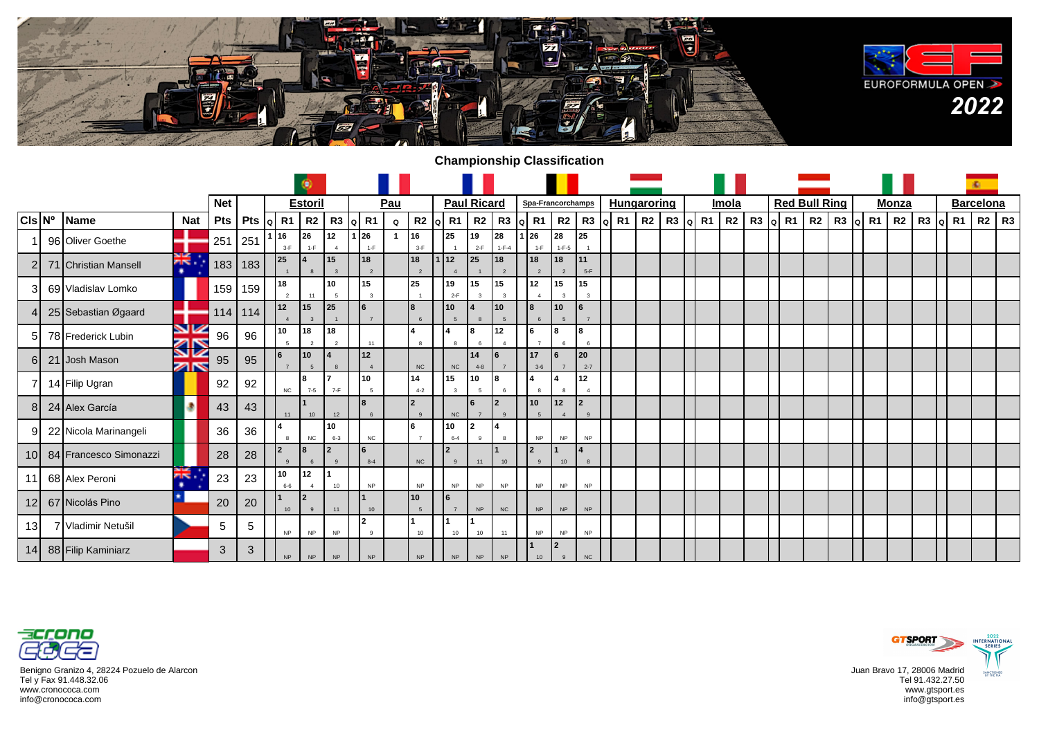# Championship Classification

| Cls | Nº | Name | Nat | Net Pts | Pts | Estoril | | | | Pau | | | | Paul Ricard | | | | Spa-Francorchamps | | | | Hungaroring | | | | Imola | | | | Red Bull Ring | | | | Monza | | | | Barcelona | | | |
|---|---|---|---|---|---|---|---|---|---|---|---|---|---|---|---|---|---|---|---|---|---|---|---|---|---|---|---|---|---|---|---|---|---|---|---|---|---|---|---|---|---|
| | | | | | | Q | R1 | R2 | R3 | Q | R1 | Q | R2 | Q | R1 | R2 | R3 | Q | R1 | R2 | R3 | Q | R1 | R2 | R3 | Q | R1 | R2 | R3 | Q | R1 | R2 | R3 | Q | R1 | R2 | R3 | Q | R1 | R2 | R3 |
| 1 | 96 | Oliver Goethe | | 251 | 251 | 1 | 16 (3-F) | 26 (1-F) | 12 (4) | 1 | 26 (1-F) | 1 | 16 (3-F) | | 25 (1) | 19 (2-F) | 28 (1-F-4) | 1 | 26 (1-F) | 28 (1-F-5) | 25 (1) | | | | | | | | | | | | | | | | | | | | |
| 2 | 71 | Christian Mansell | | 183 | 183 | | 25 (1) | 4 (8) | 15 (3) | | 18 (2) | | 18 (2) | 1 | 12 (4) | 25 (1) | 18 (2) | | 18 (2) | 18 (2) | 11 (5-F) | | | | | | | | | | | | | | | | | | | | |
| 3 | 69 | Vladislav Lomko | | 159 | 159 | | 18 (2) | (11) | 10 (5) | | 15 (3) | | 25 (1) | | 19 (2-F) | 15 (3) | 15 (3) | | 12 (4) | 15 (3) | 15 (3) | | | | | | | | | | | | | | | | | | | | |
| 4 | 25 | Sebastian Øgaard | | 114 | 114 | | 12 (4) | 15 (3) | 25 (1) | | 6 (7) | | 8 (6) | | 10 (5) | 4 (8) | 10 (5) | | 8 (6) | 10 (5) | 6 (7) | | | | | | | | | | | | | | | | | | | | |
| 5 | 78 | Frederick Lubin | | 96 | 96 | | 10 (5) | 18 (2) | 18 (2) | | (11) | | 4 (8) | | 4 (8) | 8 (6) | 12 (4) | | 6 (7) | 8 (6) | 8 (6) | | | | | | | | | | | | | | | | | | | | |
| 6 | 21 | Josh Mason | | 95 | 95 | | 6 (7) | 10 (5) | 4 (8) | | 12 (4) | | NC | | NC | 14 (4-8) | 6 (7) | | 17 (3-6) | 6 (7) | 20 (2-7) | | | | | | | | | | | | | | | | | | | | |
| 7 | 14 | Filip Ugran | | 92 | 92 | | NC | 8 (7-5) | 7 (7-F) | | 10 (5) | | 14 (4-2) | | 15 (3) | 10 (5) | 8 (6) | | 4 (8) | 4 (8) | 12 (4) | | | | | | | | | | | | | | | | | | | | |
| 8 | 24 | Alex García | | 43 | 43 | | (11) | 1 (10) | (12) | | 8 (6) | | 2 (9) | | NC | 6 (7) | 2 (9) | | 10 (5) | 12 (4) | 2 (9) | | | | | | | | | | | | | | | | | | | | |
| 9 | 22 | Nicola Marinangeli | | 36 | 36 | | 4 (8) | NC | 10 (6-3) | | NC | | 6 (7) | | 10 (6-4) | 2 (9) | 4 (8) | | NP | NP | NP | | | | | | | | | | | | | | | | | | | | |
| 10 | 84 | Francesco Simonazzi | | 28 | 28 | | 2 (9) | 8 (6) | 2 (9) | | 6 (8-4) | | NC | | 2 (9) | (11) | 1 (10) | | 2 (9) | 1 (10) | 4 (8) | | | | | | | | | | | | | | | | | | | | |
| 11 | 68 | Alex Peroni | | 23 | 23 | | 10 (6-6) | 12 (4) | 1 (10) | | NP | | NP | | NP | NP | NP | | NP | NP | NP | | | | | | | | | | | | | | | | | | | | |
| 12 | 67 | Nicolás Pino | | 20 | 20 | | 1 (10) | 2 (9) | (11) | | 1 (10) | | 10 (5) | | 6 (7) | NP | NC | | NP | NP | NP | | | | | | | | | | | | | | | | | | | | |
| 13 | 7 | Vladimir Netušil | | 5 | 5 | | NP | NP | NP | | 2 (9) | | 1 (10) | | 1 (10) | 1 (10) | (11) | | NP | NP | NP | | | | | | | | | | | | | | | | | | | | |
| 14 | 88 | Filip Kaminiarz | | 3 | 3 | | NP | NP | NP | | NP | | NP | | NP | NP | NP | | 1 (10) | 2 (9) | NC | | | | | | | | | | | | | | | | | | | | |

Benigno Granizo 4, 28224 Pozuelo de Alarcon
Tel y Fax 91.448.32.06
www.cronococa.com
info@cronococa.com

Juan Bravo 17, 28006 Madrid
Tel 91.432.27.50
www.gtsport.es
info@gtsport.es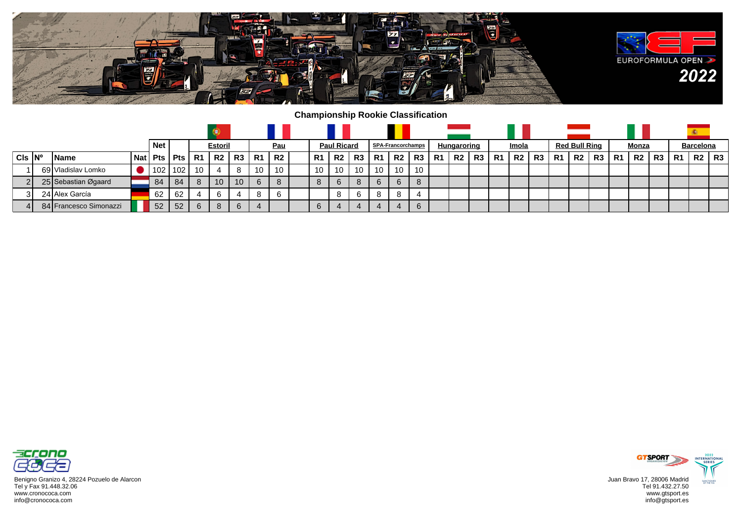## Championship Rookie Classification

| | | | | Net | | Estoril | | | Pau | | | Paul Ricard | | | SPA-Francorchamps | | | Hungaroring | | | Imola | | | Red Bull Ring | | | Monza | | | Barcelona | | |
|---|---|---|---|---|---|---|---|---|---|---|---|---|---|---|---|---|---|---|---|---|---|---|---|---|---|---|---|---|---|---|---|---|
| Cls | Nº | Name | Nat | Pts | Pts | R1 | R2 | R3 | R1 | R2 | | R1 | R2 | R3 | R1 | R2 | R3 | R1 | R2 | R3 | R1 | R2 | R3 | R1 | R2 | R3 | R1 | R2 | R3 | R1 | R2 | R3 |
| 1 | 69 | Vladislav Lomko | | 102 | 102 | 10 | 4 | 8 | 10 | 10 | | 10 | 10 | 10 | 10 | 10 | 10 | | | | | | | | | | | | | | | |
| 2 | 25 | Sebastian Øgaard | | 84 | 84 | 8 | 10 | 10 | 6 | 8 | | 8 | 6 | 8 | 6 | 6 | 8 | | | | | | | | | | | | | | | |
| 3 | 24 | Alex García | | 62 | 62 | 4 | 6 | 4 | 8 | 6 | | | 8 | 6 | 8 | 8 | 4 | | | | | | | | | | | | | | | |
| 4 | 84 | Francesco Simonazzi | | 52 | 52 | 6 | 8 | 6 | 4 | | | 6 | 4 | 4 | 4 | 4 | 6 | | | | | | | | | | | | | | | |

Benigno Granizo 4, 28224 Pozuelo de Alarcon
Tel y Fax 91.448.32.06
www.cronococa.com
info@cronococa.com

Juan Bravo 17, 28006 Madrid
Tel 91.432.27.50
www.gtsport.es
info@gtsport.es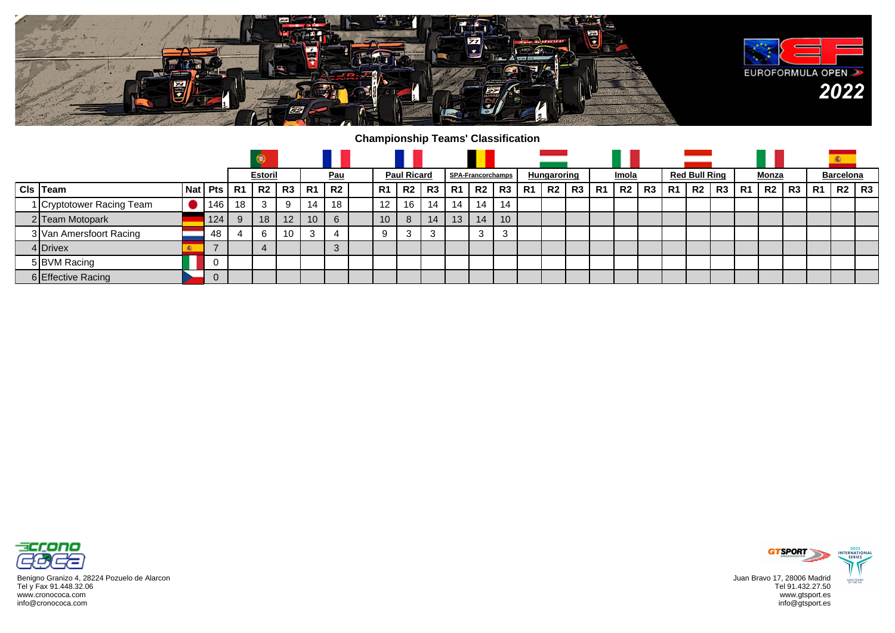## Championship Teams' Classification

| Cls | Team | Nat | Pts | Estoril | | | Pau | | | Paul Ricard | | | SPA-Francorchamps | | | Hungaroring | | | Imola | | | Red Bull Ring | | | Monza | | | Barcelona | | |
|---|---|---|---|---|---|---|---|---|---|---|---|---|---|---|---|---|---|---|---|---|---|---|---|---|---|---|---|---|---|---|
| | | | | R1 | R2 | R3 | R1 | R2 | | R1 | R2 | R3 | R1 | R2 | R3 | R1 | R2 | R3 | R1 | R2 | R3 | R1 | R2 | R3 | R1 | R2 | R3 | R1 | R2 | R3 |
| 1 | Cryptotower Racing Team | | 146 | 18 | 3 | 9 | 14 | 18 | | 12 | 16 | 14 | 14 | 14 | 14 | | | | | | | | | | | | | | | |
| 2 | Team Motopark | | 124 | 9 | 18 | 12 | 10 | 6 | | 10 | 8 | 14 | 13 | 14 | 10 | | | | | | | | | | | | | | | |
| 3 | Van Amersfoort Racing | | 48 | 4 | 6 | 10 | 3 | 4 | | 9 | 3 | 3 | | 3 | 3 | | | | | | | | | | | | | | | |
| 4 | Drivex | | 7 | | 4 | | | 3 | | | | | | | | | | | | | | | | | | | | | | |
| 5 | BVM Racing | | 0 | | | | | | | | | | | | | | | | | | | | | | | | | | | |
| 6 | Effective Racing | | 0 | | | | | | | | | | | | | | | | | | | | | | | | | | | |

Benigno Granizo 4, 28224 Pozuelo de Alarcon
Tel y Fax 91.448.32.06
www.cronococa.com
info@cronococa.com

Juan Bravo 17, 28006 Madrid
Tel 91.432.27.50
www.gtsport.es
info@gtsport.es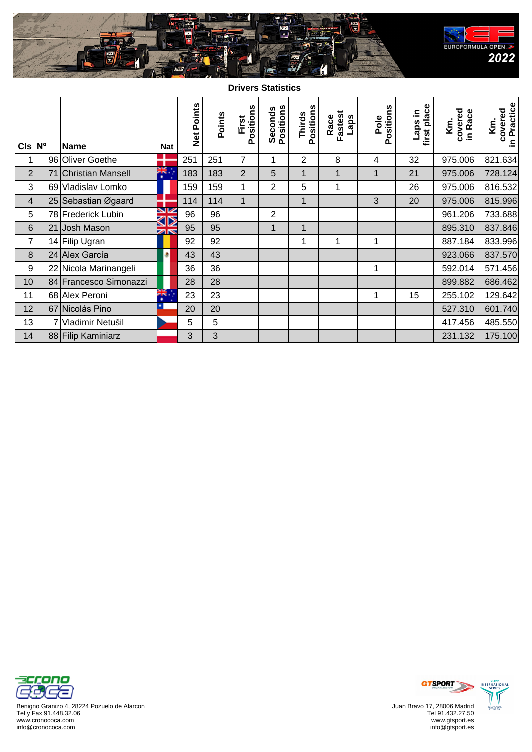EUROFORMULA OPEN 2022

## Drivers Statistics

| Cls | Nº | Name | Nat | Net Points | Points | First Positions | Seconds Positions | Thirds Positions | Race Fastest Laps | Pole Positions | Laps in first place | Km. covered in Race | Km. covered in Practice |
|---|---|---|---|---|---|---|---|---|---|---|---|---|---|
| 1 | 96 | Oliver Goethe | | 251 | 251 | 7 | 1 | 2 | 8 | 4 | 32 | 975.006 | 821.634 |
| 2 | 71 | Christian Mansell | | 183 | 183 | 2 | 5 | 1 | 1 | 1 | 21 | 975.006 | 728.124 |
| 3 | 69 | Vladislav Lomko | | 159 | 159 | 1 | 2 | 5 | 1 | | 26 | 975.006 | 816.532 |
| 4 | 25 | Sebastian Øgaard | | 114 | 114 | 1 | | 1 | | 3 | 20 | 975.006 | 815.996 |
| 5 | 78 | Frederick Lubin | | 96 | 96 | | 2 | | | | | 961.206 | 733.688 |
| 6 | 21 | Josh Mason | | 95 | 95 | | 1 | 1 | | | | 895.310 | 837.846 |
| 7 | 14 | Filip Ugran | | 92 | 92 | | | 1 | 1 | 1 | | 887.184 | 833.996 |
| 8 | 24 | Alex García | | 43 | 43 | | | | | | | 923.066 | 837.570 |
| 9 | 22 | Nicola Marinangeli | | 36 | 36 | | | | | 1 | | 592.014 | 571.456 |
| 10 | 84 | Francesco Simonazzi | | 28 | 28 | | | | | | | 899.882 | 686.462 |
| 11 | 68 | Alex Peroni | | 23 | 23 | | | | | 1 | 15 | 255.102 | 129.642 |
| 12 | 67 | Nicolás Pino | | 20 | 20 | | | | | | | 527.310 | 601.740 |
| 13 | 7 | Vladimir Netušil | | 5 | 5 | | | | | | | 417.456 | 485.550 |
| 14 | 88 | Filip Kaminiarz | | 3 | 3 | | | | | | | 231.132 | 175.100 |

crono coca
Benigno Granizo 4, 28224 Pozuelo de Alarcon
Tel y Fax 91.448.32.06
www.cronococa.com
info@cronococa.com

GTSPORT
Juan Bravo 17, 28006 Madrid
Tel 91.432.27.50
www.gtsport.es
info@gtsport.es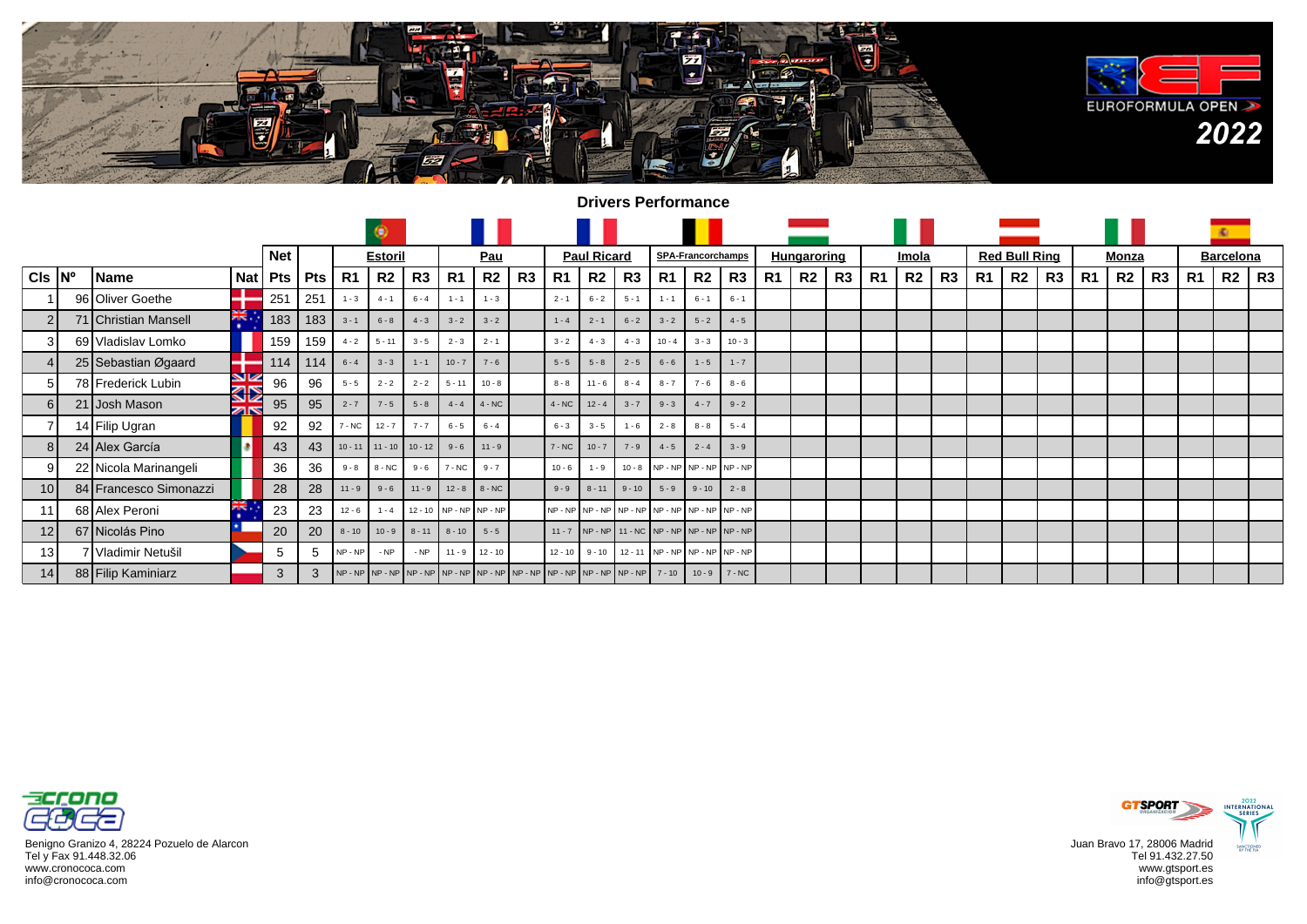EUROFORMULA OPEN 2022

## Drivers Performance

| | | | | Net | | Estoril | | | Pau | | | Paul Ricard | | | SPA-Francorchamps | | | Hungaroring | | | Imola | | | Red Bull Ring | | | Monza | | | Barcelona | | |
|---|---|---|---|---|---|---|---|---|---|---|---|---|---|---|---|---|---|---|---|---|---|---|---|---|---|---|---|---|---|---|---|---|
| Cls | Nº | Name | Nat | Pts | Pts | R1 | R2 | R3 | R1 | R2 | R3 | R1 | R2 | R3 | R1 | R2 | R3 | R1 | R2 | R3 | R1 | R2 | R3 | R1 | R2 | R3 | R1 | R2 | R3 | R1 | R2 | R3 |
| 1 | 96 | Oliver Goethe | | 251 | 251 | 1 - 3 | 4 - 1 | 6 - 4 | 1 - 1 | 1 - 3 | | 2 - 1 | 6 - 2 | 5 - 1 | 1 - 1 | 6 - 1 | 6 - 1 | | | | | | | | | | | | | | | |
| 2 | 71 | Christian Mansell | | 183 | 183 | 3 - 1 | 6 - 8 | 4 - 3 | 3 - 2 | 3 - 2 | | 1 - 4 | 2 - 1 | 6 - 2 | 3 - 2 | 5 - 2 | 4 - 5 | | | | | | | | | | | | | | | |
| 3 | 69 | Vladislav Lomko | | 159 | 159 | 4 - 2 | 5 - 11 | 3 - 5 | 2 - 3 | 2 - 1 | | 3 - 2 | 4 - 3 | 4 - 3 | 10 - 4 | 3 - 3 | 10 - 3 | | | | | | | | | | | | | | | |
| 4 | 25 | Sebastian Øgaard | | 114 | 114 | 6 - 4 | 3 - 3 | 1 - 1 | 10 - 7 | 7 - 6 | | 5 - 5 | 5 - 8 | 2 - 5 | 6 - 6 | 1 - 5 | 1 - 7 | | | | | | | | | | | | | | | |
| 5 | 78 | Frederick Lubin | | 96 | 96 | 5 - 5 | 2 - 2 | 2 - 2 | 5 - 11 | 10 - 8 | | 8 - 8 | 11 - 6 | 8 - 4 | 8 - 7 | 7 - 6 | 8 - 6 | | | | | | | | | | | | | | | |
| 6 | 21 | Josh Mason | | 95 | 95 | 2 - 7 | 7 - 5 | 5 - 8 | 4 - 4 | 4 - NC | | 4 - NC | 12 - 4 | 3 - 7 | 9 - 3 | 4 - 7 | 9 - 2 | | | | | | | | | | | | | | | |
| 7 | 14 | Filip Ugran | | 92 | 92 | 7 - NC | 12 - 7 | 7 - 7 | 6 - 5 | 6 - 4 | | 6 - 3 | 3 - 5 | 1 - 6 | 2 - 8 | 8 - 8 | 5 - 4 | | | | | | | | | | | | | | | |
| 8 | 24 | Alex García | | 43 | 43 | 10 - 11 | 11 - 10 | 10 - 12 | 9 - 6 | 11 - 9 | | 7 - NC | 10 - 7 | 7 - 9 | 4 - 5 | 2 - 4 | 3 - 9 | | | | | | | | | | | | | | | |
| 9 | 22 | Nicola Marinangeli | | 36 | 36 | 9 - 8 | 8 - NC | 9 - 6 | 7 - NC | 9 - 7 | | 10 - 6 | 1 - 9 | 10 - 8 | NP - NP | NP - NP | NP - NP | | | | | | | | | | | | | | | |
| 10 | 84 | Francesco Simonazzi | | 28 | 28 | 11 - 9 | 9 - 6 | 11 - 9 | 12 - 8 | 8 - NC | | 9 - 9 | 8 - 11 | 9 - 10 | 5 - 9 | 9 - 10 | 2 - 8 | | | | | | | | | | | | | | | |
| 11 | 68 | Alex Peroni | | 23 | 23 | 12 - 6 | 1 - 4 | 12 - 10 | NP - NP | NP - NP | | NP - NP | NP - NP | NP - NP | NP - NP | NP - NP | NP - NP | | | | | | | | | | | | | | | |
| 12 | 67 | Nicolás Pino | | 20 | 20 | 8 - 10 | 10 - 9 | 8 - 11 | 8 - 10 | 5 - 5 | | 11 - 7 | NP - NP | 11 - NC | NP - NP | NP - NP | NP - NP | | | | | | | | | | | | | | | |
| 13 | 7 | Vladimir Netušil | | 5 | 5 | NP - NP | - NP | - NP | 11 - 9 | 12 - 10 | | 12 - 10 | 9 - 10 | 12 - 11 | NP - NP | NP - NP | NP - NP | | | | | | | | | | | | | | | |
| 14 | 88 | Filip Kaminiarz | | 3 | 3 | NP - NP | NP - NP | NP - NP | NP - NP | NP - NP | NP - NP | NP - NP | NP - NP | NP - NP | 7 - 10 | 10 - 9 | 7 - NC | | | | | | | | | | | | | | | |

Benigno Granizo 4, 28224 Pozuelo de Alarcon
Tel y Fax 91.448.32.06
www.cronococa.com
info@cronococa.com

Juan Bravo 17, 28006 Madrid
Tel 91.432.27.50
www.gtsport.es
info@gtsport.es